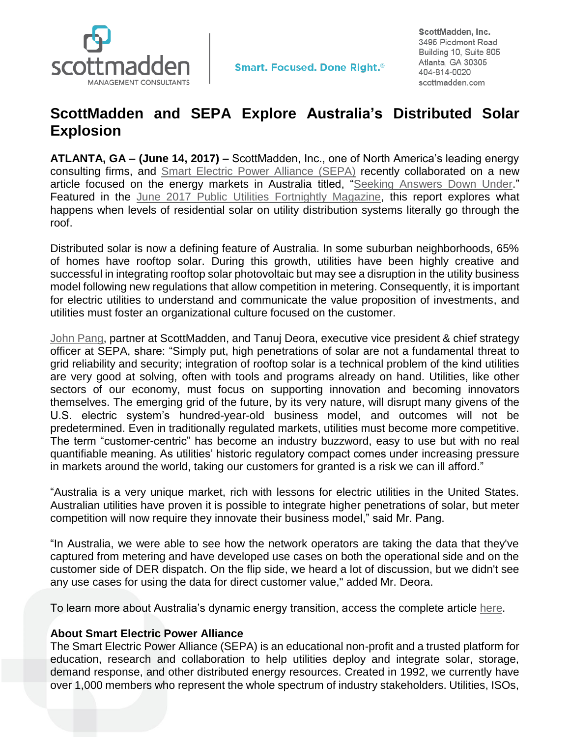ScottMadden, Inc.
3495 Piedmont Road
Building 10, Suite 805
Atlanta, GA 30305
404-814-0020
scottmadden.com

Smart. Focused. Done Right.®

# ScottMadden and SEPA Explore Australia's Distributed Solar Explosion

**ATLANTA, GA – (June 14, 2017) –** ScottMadden, Inc., one of North America's leading energy consulting firms, and Smart Electric Power Alliance (SEPA) recently collaborated on a new article focused on the energy markets in Australia titled, "Seeking Answers Down Under." Featured in the June 2017 Public Utilities Fortnightly Magazine, this report explores what happens when levels of residential solar on utility distribution systems literally go through the roof.

Distributed solar is now a defining feature of Australia. In some suburban neighborhoods, 65% of homes have rooftop solar. During this growth, utilities have been highly creative and successful in integrating rooftop solar photovoltaic but may see a disruption in the utility business model following new regulations that allow competition in metering. Consequently, it is important for electric utilities to understand and communicate the value proposition of investments, and utilities must foster an organizational culture focused on the customer.

John Pang, partner at ScottMadden, and Tanuj Deora, executive vice president & chief strategy officer at SEPA, share: "Simply put, high penetrations of solar are not a fundamental threat to grid reliability and security; integration of rooftop solar is a technical problem of the kind utilities are very good at solving, often with tools and programs already on hand. Utilities, like other sectors of our economy, must focus on supporting innovation and becoming innovators themselves. The emerging grid of the future, by its very nature, will disrupt many givens of the U.S. electric system's hundred-year-old business model, and outcomes will not be predetermined. Even in traditionally regulated markets, utilities must become more competitive. The term "customer-centric" has become an industry buzzword, easy to use but with no real quantifiable meaning. As utilities' historic regulatory compact comes under increasing pressure in markets around the world, taking our customers for granted is a risk we can ill afford."

"Australia is a very unique market, rich with lessons for electric utilities in the United States. Australian utilities have proven it is possible to integrate higher penetrations of solar, but meter competition will now require they innovate their business model," said Mr. Pang.

"In Australia, we were able to see how the network operators are taking the data that they've captured from metering and have developed use cases on both the operational side and on the customer side of DER dispatch. On the flip side, we heard a lot of discussion, but we didn't see any use cases for using the data for direct customer value," added Mr. Deora.

To learn more about Australia's dynamic energy transition, access the complete article here.

**About Smart Electric Power Alliance**

The Smart Electric Power Alliance (SEPA) is an educational non-profit and a trusted platform for education, research and collaboration to help utilities deploy and integrate solar, storage, demand response, and other distributed energy resources. Created in 1992, we currently have over 1,000 members who represent the whole spectrum of industry stakeholders. Utilities, ISOs,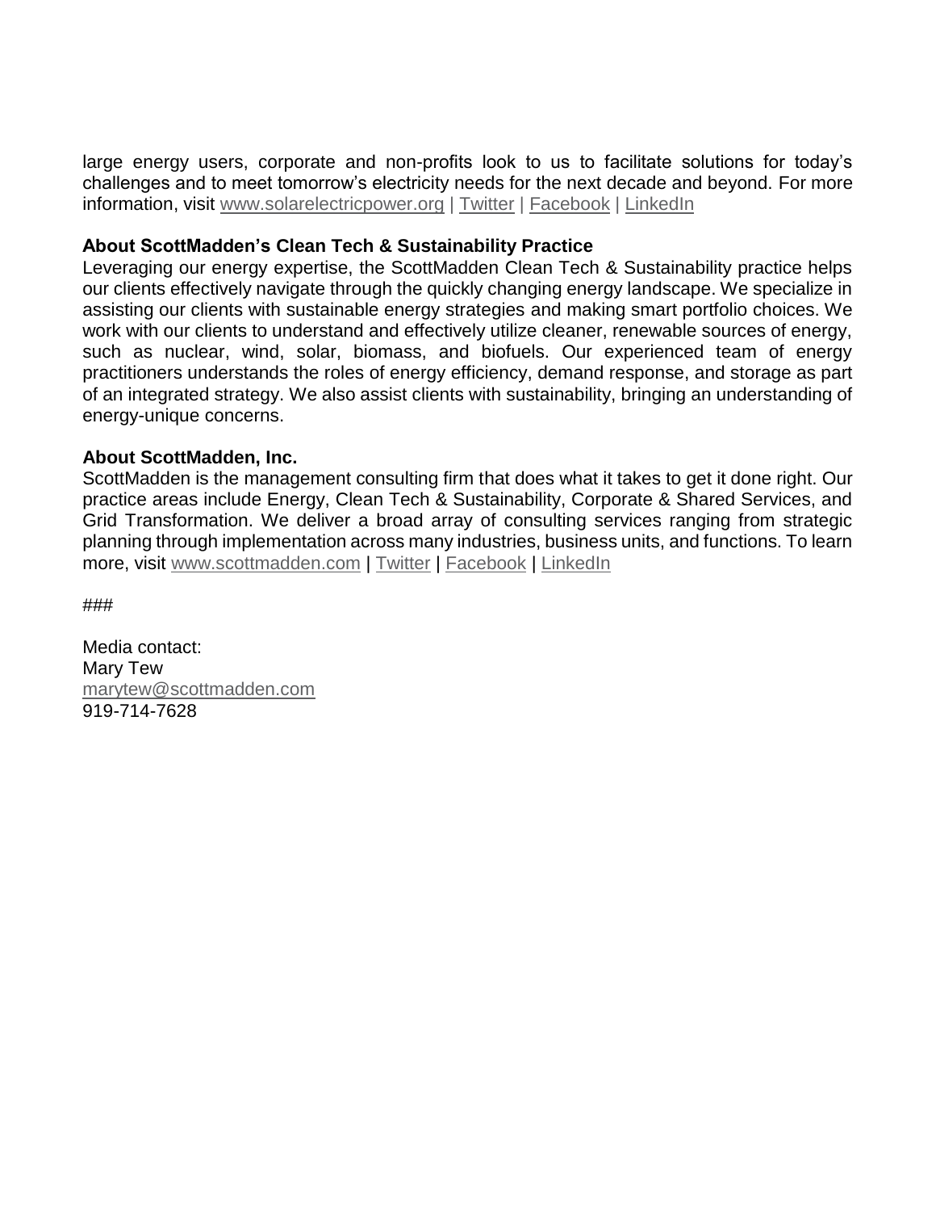large energy users, corporate and non-profits look to us to facilitate solutions for today's challenges and to meet tomorrow's electricity needs for the next decade and beyond. For more information, visit www.solarelectricpower.org | Twitter | Facebook | LinkedIn

**About ScottMadden's Clean Tech & Sustainability Practice**

Leveraging our energy expertise, the ScottMadden Clean Tech & Sustainability practice helps our clients effectively navigate through the quickly changing energy landscape. We specialize in assisting our clients with sustainable energy strategies and making smart portfolio choices. We work with our clients to understand and effectively utilize cleaner, renewable sources of energy, such as nuclear, wind, solar, biomass, and biofuels. Our experienced team of energy practitioners understands the roles of energy efficiency, demand response, and storage as part of an integrated strategy. We also assist clients with sustainability, bringing an understanding of energy-unique concerns.

**About ScottMadden, Inc.**

ScottMadden is the management consulting firm that does what it takes to get it done right. Our practice areas include Energy, Clean Tech & Sustainability, Corporate & Shared Services, and Grid Transformation. We deliver a broad array of consulting services ranging from strategic planning through implementation across many industries, business units, and functions. To learn more, visit www.scottmadden.com | Twitter | Facebook | LinkedIn

###

Media contact:
Mary Tew
marytew@scottmadden.com
919-714-7628